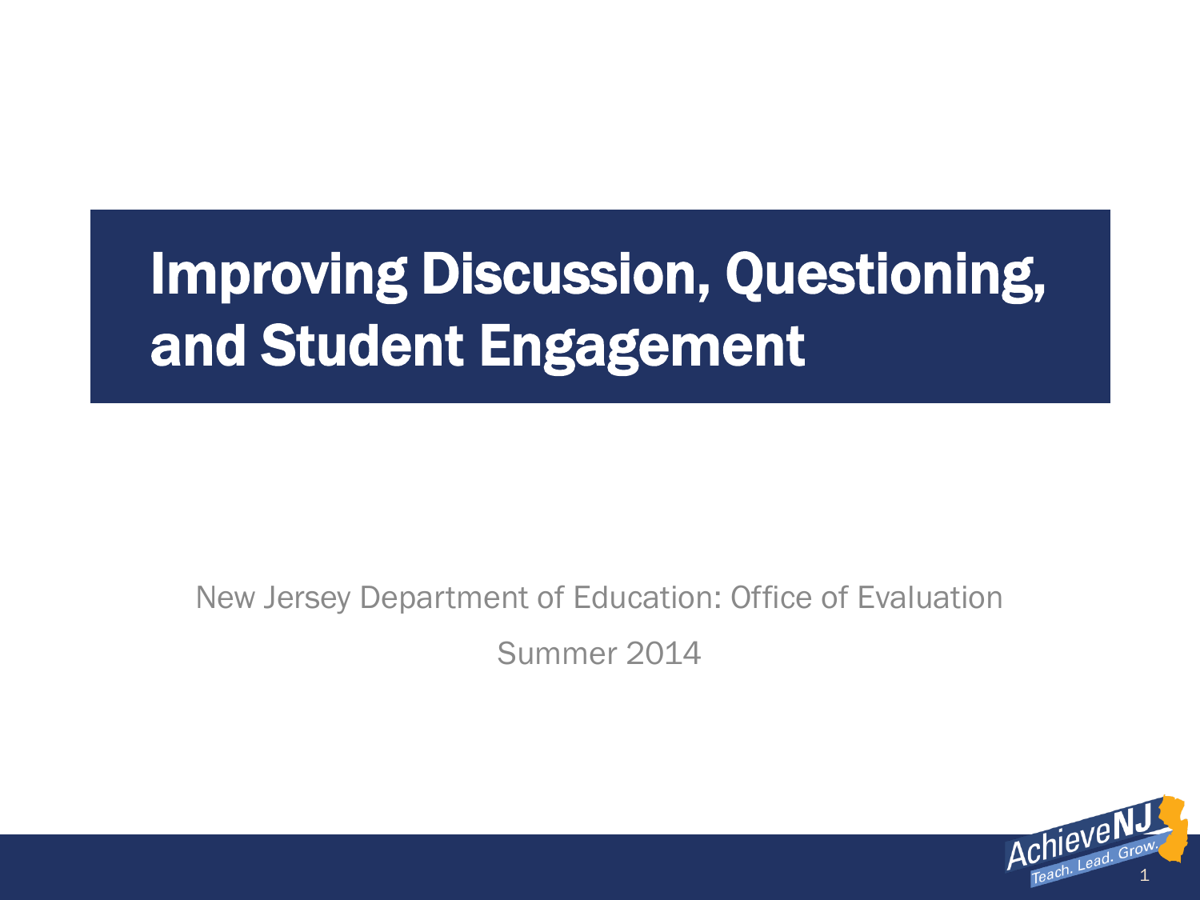# Improving Discussion, Questioning, and Student Engagement

New Jersey Department of Education: Office of Evaluation

Summer 2014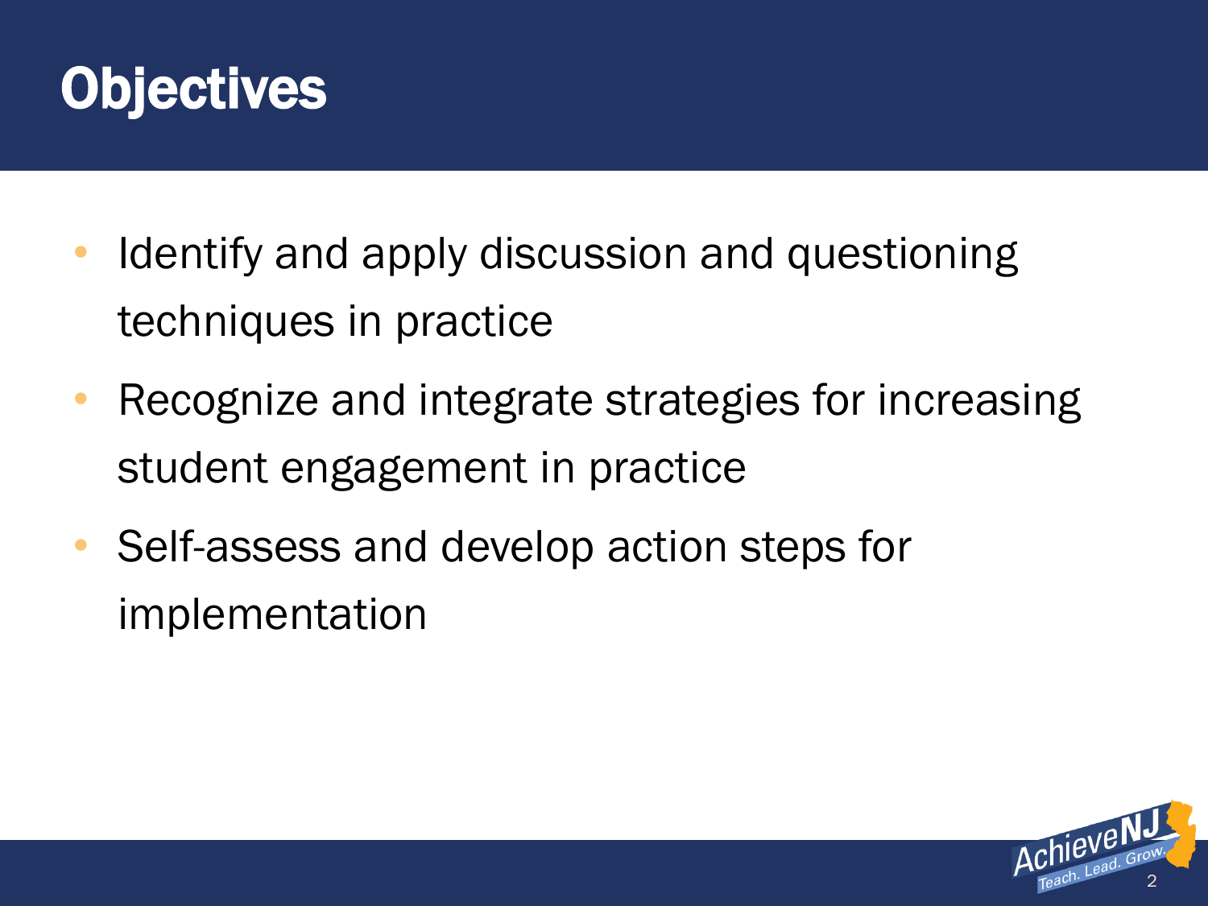# Objectives

- Identify and apply discussion and questioning techniques in practice
- Recognize and integrate strategies for increasing student engagement in practice
- Self-assess and develop action steps for implementation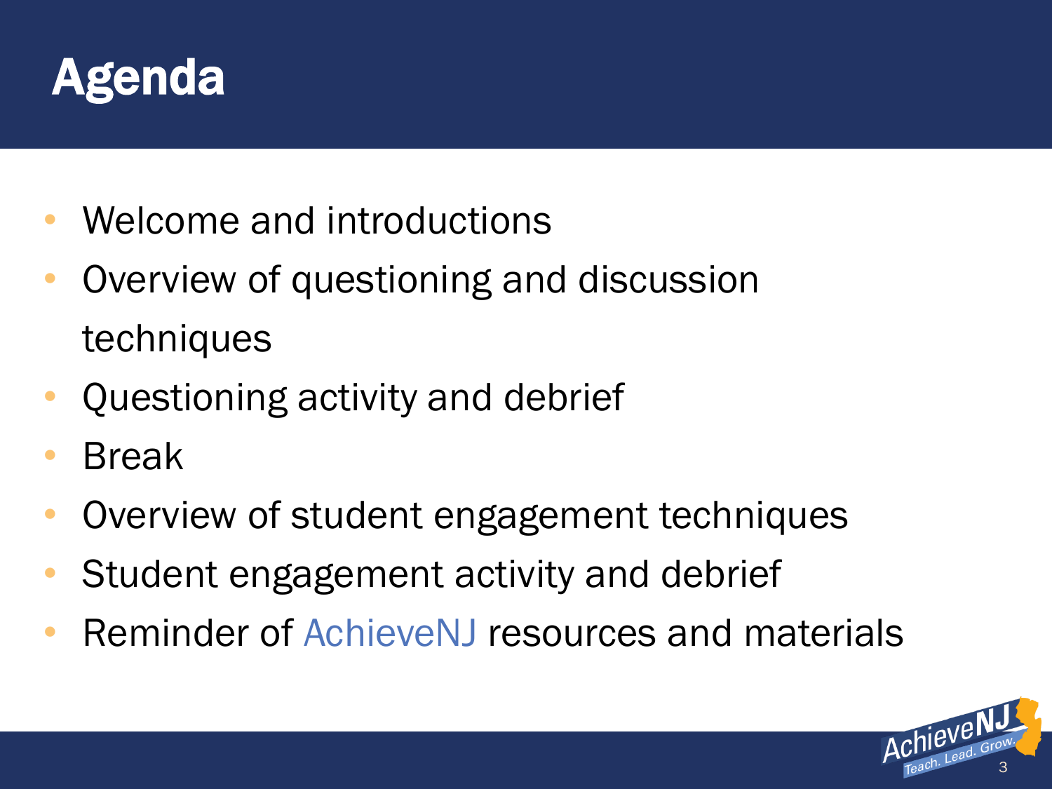# Agenda

- Welcome and introductions
- Overview of questioning and discussion techniques
- Questioning activity and debrief
- Break
- Overview of student engagement techniques
- Student engagement activity and debrief
- Reminder of AchieveNJ resources and materials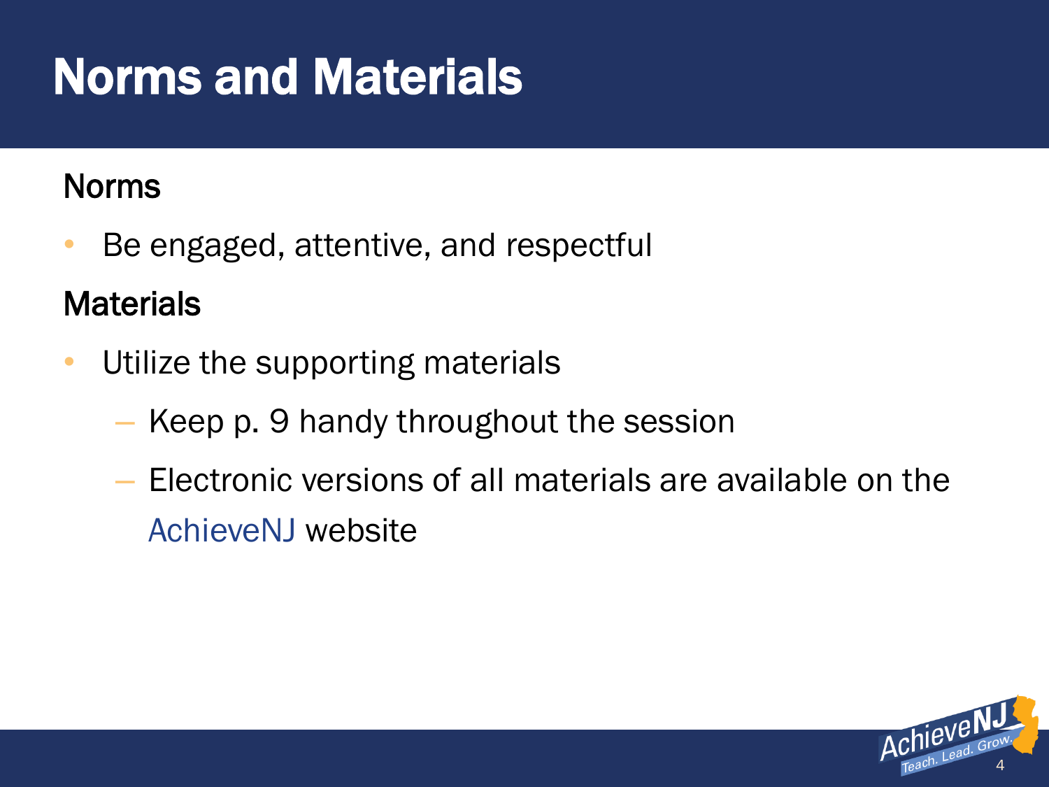# Norms and Materials

## Norms

- Be engaged, attentive, and respectful

## Materials

- Utilize the supporting materials
  - Keep p. 9 handy throughout the session
  - Electronic versions of all materials are available on the AchieveNJ website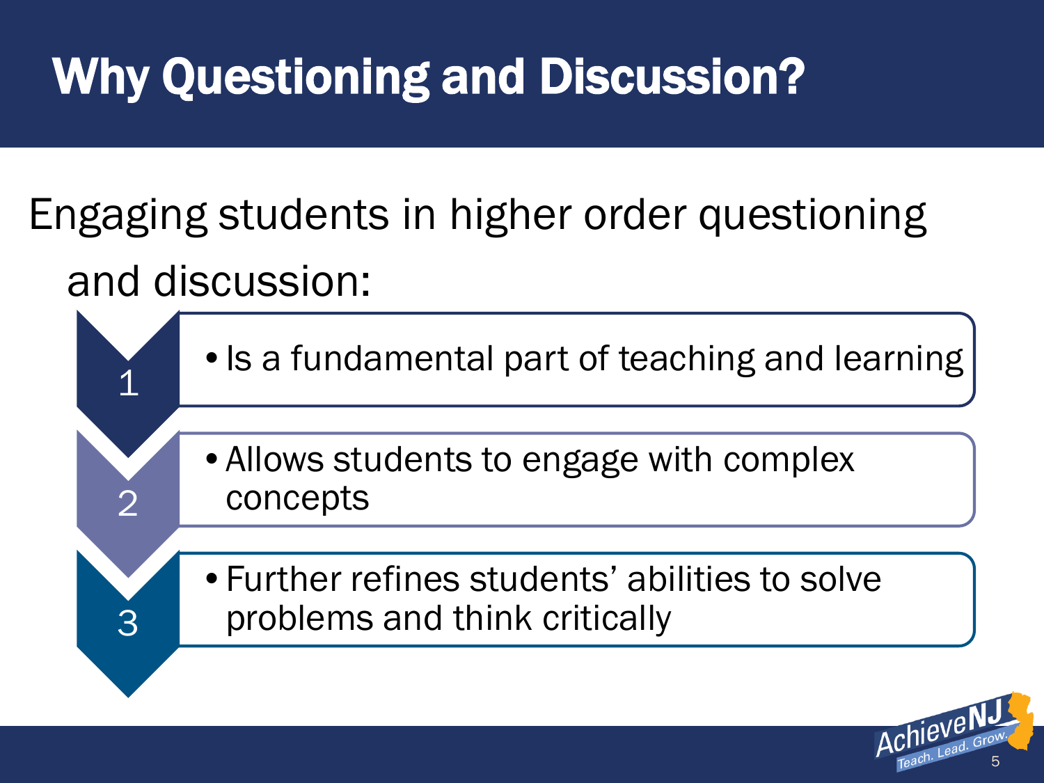# Why Questioning and Discussion?

Engaging students in higher order questioning and discussion:

1. Is a fundamental part of teaching and learning
2. Allows students to engage with complex concepts
3. Further refines students' abilities to solve problems and think critically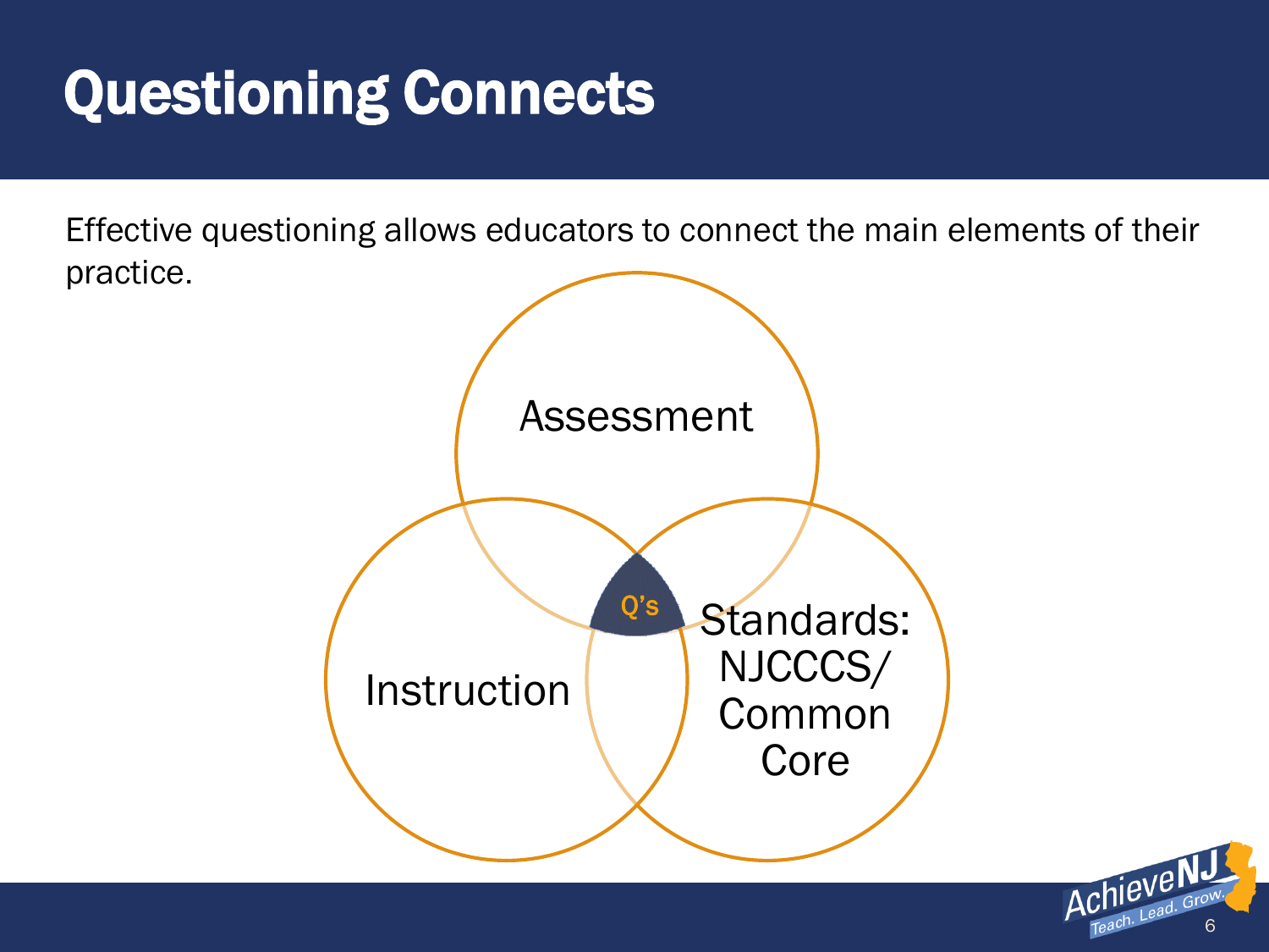# Questioning Connects

Effective questioning allows educators to connect the main elements of their practice.

Assessment

Instruction

Standards: NJCCCS/ Common Core

Q's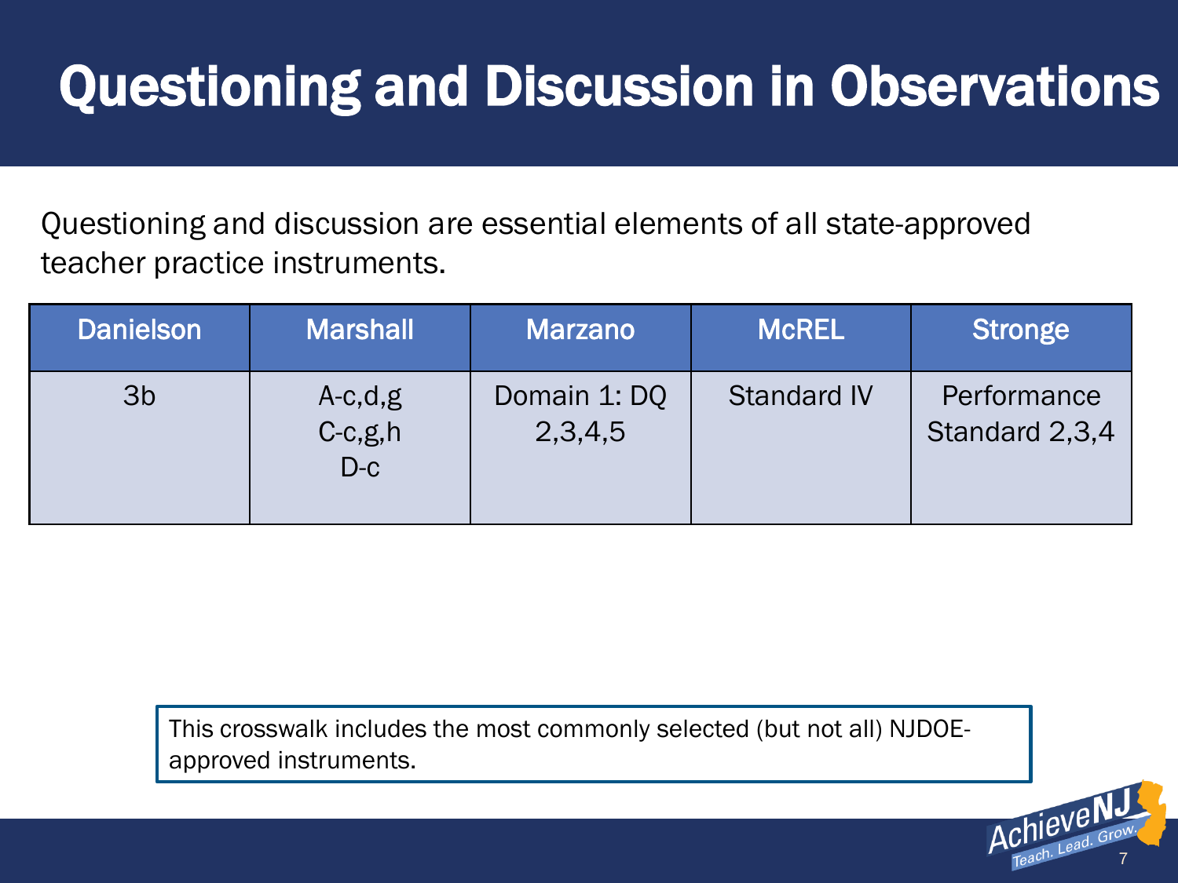# Questioning and Discussion in Observations

Questioning and discussion are essential elements of all state-approved teacher practice instruments.

| Danielson | Marshall | Marzano | McREL | Stronge |
|---|---|---|---|---|
| 3b | A-c,d,g<br>C-c,g,h<br>D-c | Domain 1: DQ 2,3,4,5 | Standard IV | Performance Standard 2,3,4 |

This crosswalk includes the most commonly selected (but not all) NJDOE-approved instruments.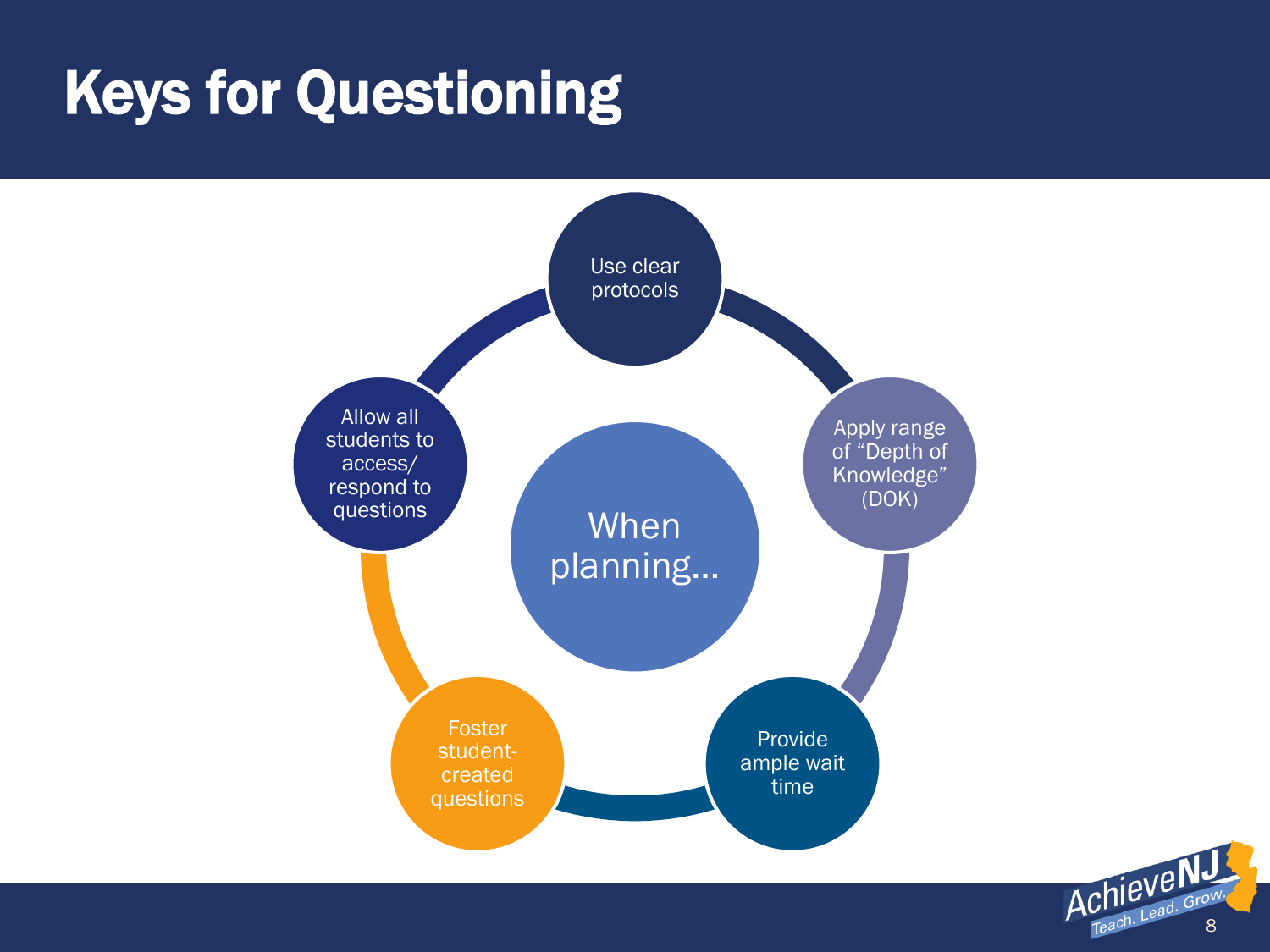# Keys for Questioning

When planning…

- Use clear protocols
- Apply range of "Depth of Knowledge" (DOK)
- Provide ample wait time
- Foster student-created questions
- Allow all students to access/ respond to questions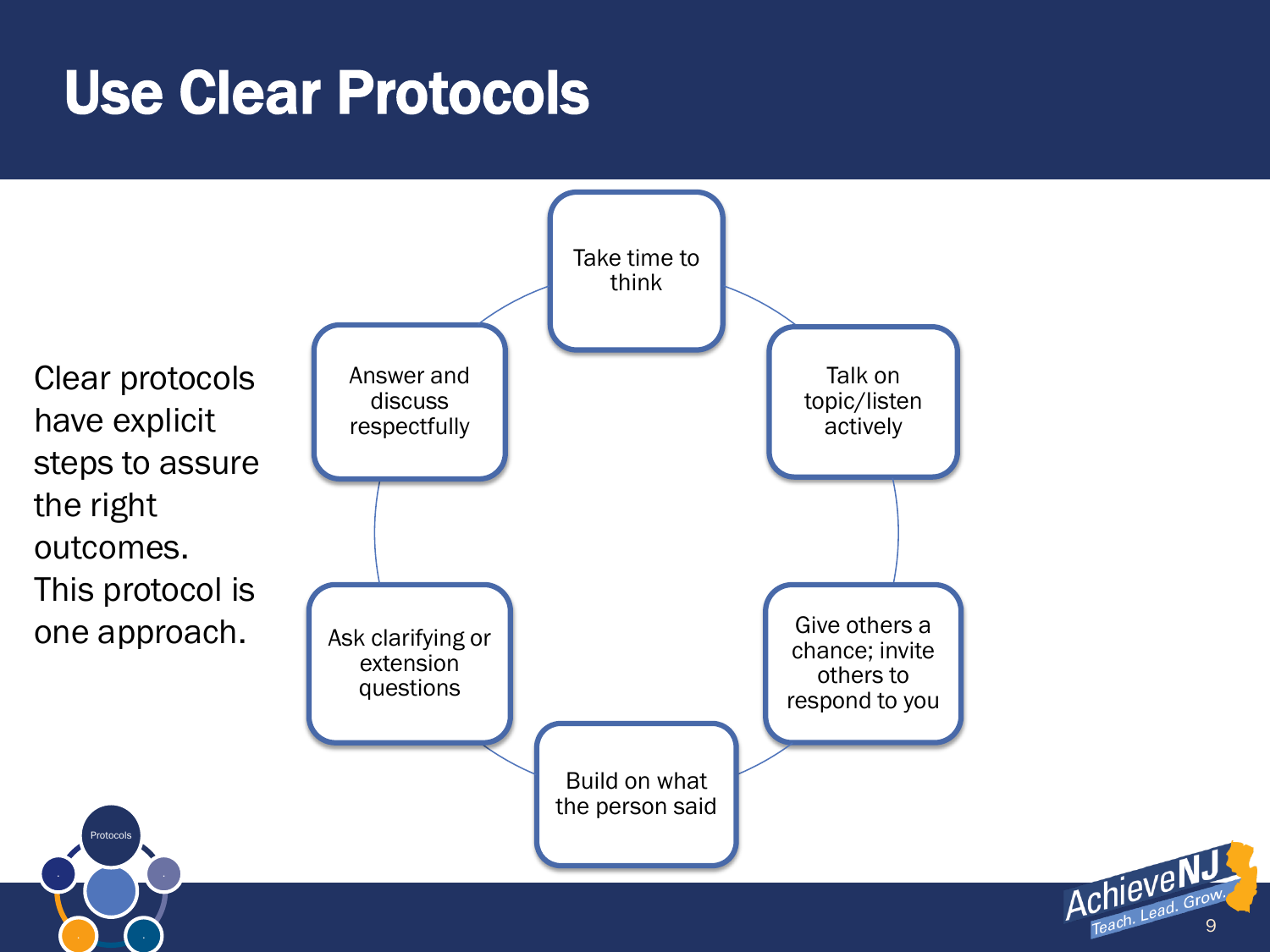# Use Clear Protocols

Clear protocols have explicit steps to assure the right outcomes. This protocol is one approach.

- Take time to think
- Talk on topic/listen actively
- Give others a chance; invite others to respond to you
- Build on what the person said
- Ask clarifying or extension questions
- Answer and discuss respectfully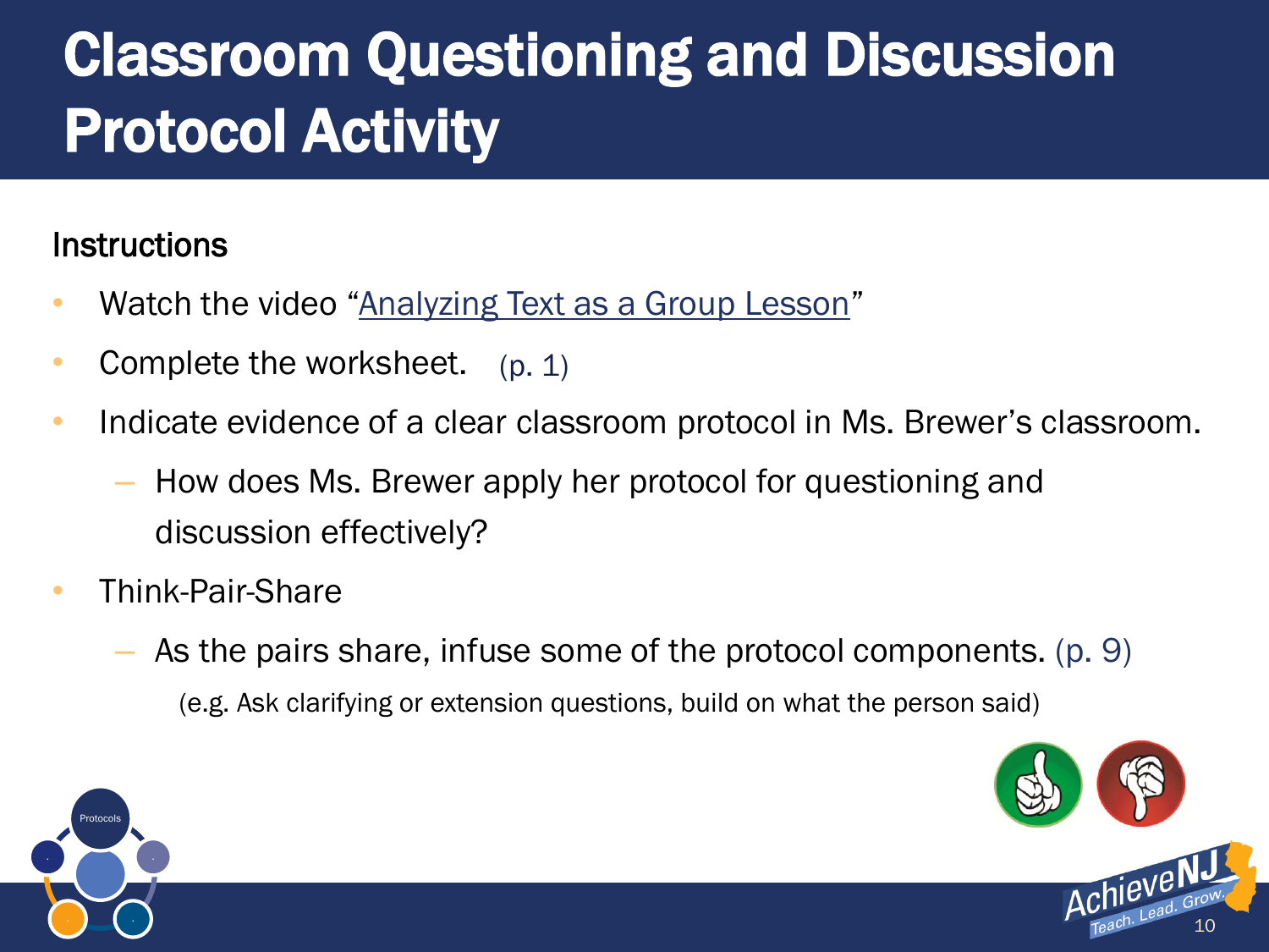# Classroom Questioning and Discussion Protocol Activity

## Instructions

- Watch the video "Analyzing Text as a Group Lesson"
- Complete the worksheet. (p. 1)
- Indicate evidence of a clear classroom protocol in Ms. Brewer's classroom.
  - How does Ms. Brewer apply her protocol for questioning and discussion effectively?
- Think-Pair-Share
  - As the pairs share, infuse some of the protocol components. (p. 9)

    (e.g. Ask clarifying or extension questions, build on what the person said)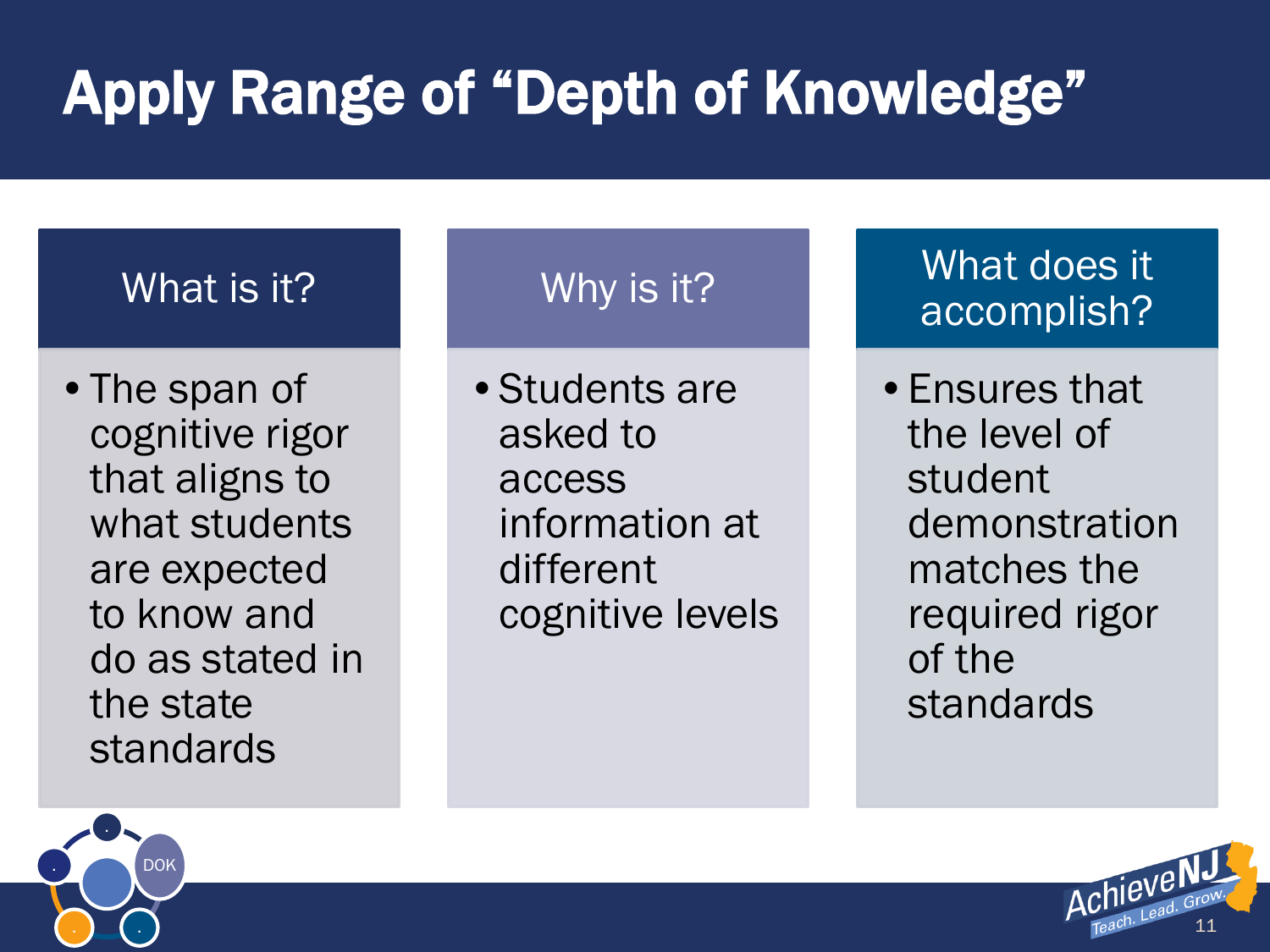# Apply Range of "Depth of Knowledge"

| What is it? | Why is it? | What does it accomplish? |
|---|---|---|
| • The span of cognitive rigor that aligns to what students are expected to know and do as stated in the state standards | • Students are asked to access information at different cognitive levels | • Ensures that the level of student demonstration matches the required rigor of the standards |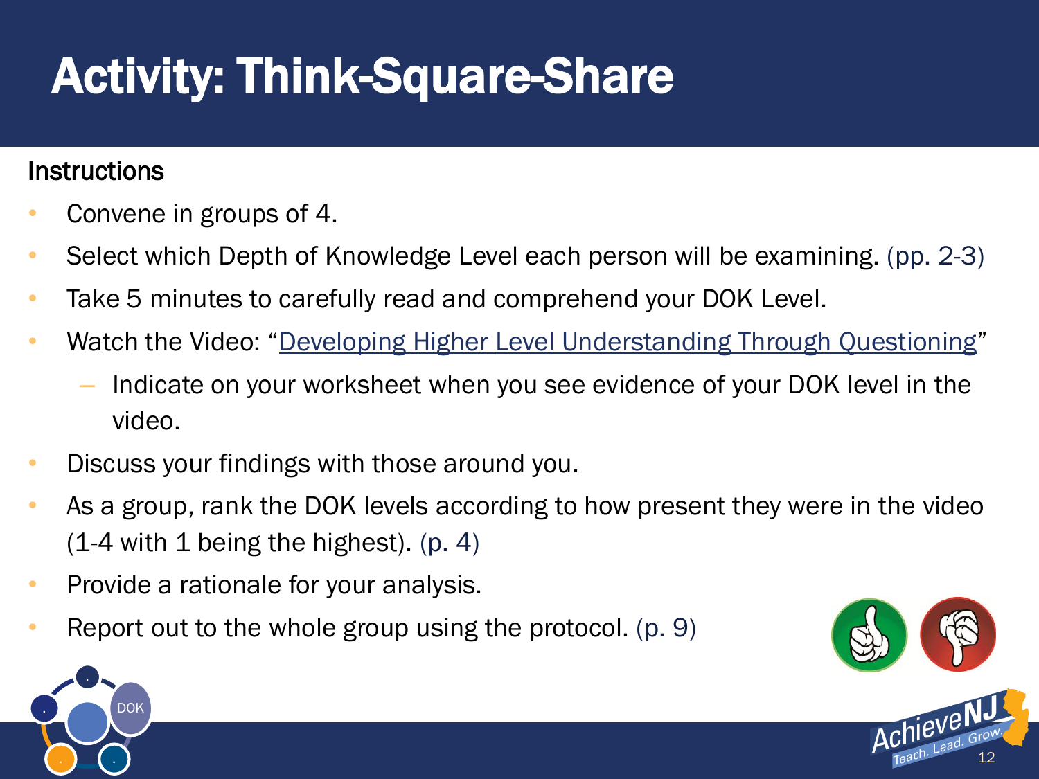# Activity: Think-Square-Share

## Instructions

- Convene in groups of 4.
- Select which Depth of Knowledge Level each person will be examining. (pp. 2-3)
- Take 5 minutes to carefully read and comprehend your DOK Level.
- Watch the Video: "Developing Higher Level Understanding Through Questioning"
  - Indicate on your worksheet when you see evidence of your DOK level in the video.
- Discuss your findings with those around you.
- As a group, rank the DOK levels according to how present they were in the video (1-4 with 1 being the highest). (p. 4)
- Provide a rationale for your analysis.
- Report out to the whole group using the protocol. (p. 9)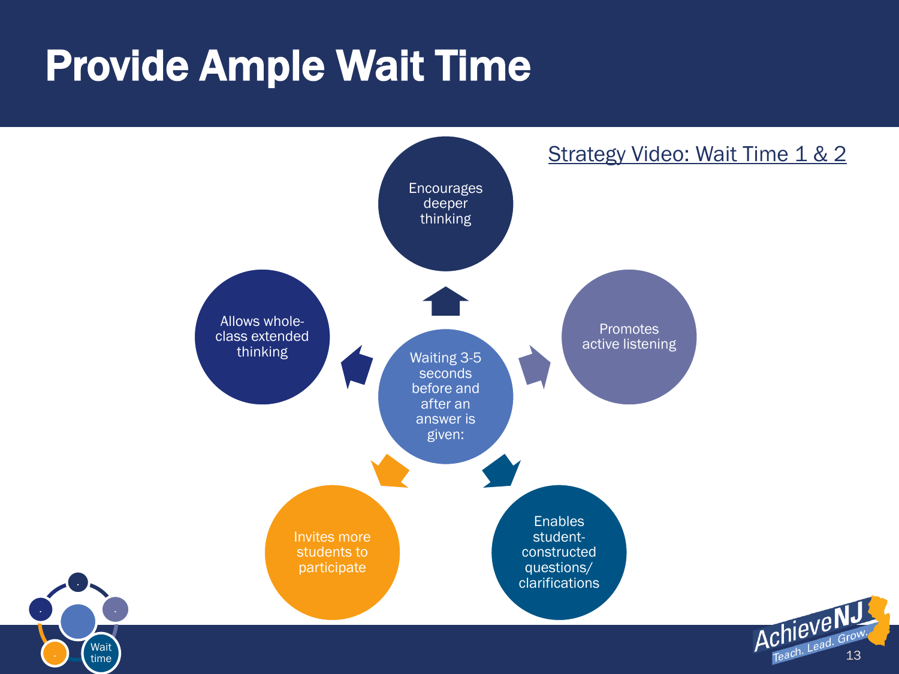# Provide Ample Wait Time

[Strategy Video: Wait Time 1 & 2]

Waiting 3-5 seconds before and after an answer is given:

- Encourages deeper thinking
- Promotes active listening
- Enables student-constructed questions/ clarifications
- Invites more students to participate
- Allows whole-class extended thinking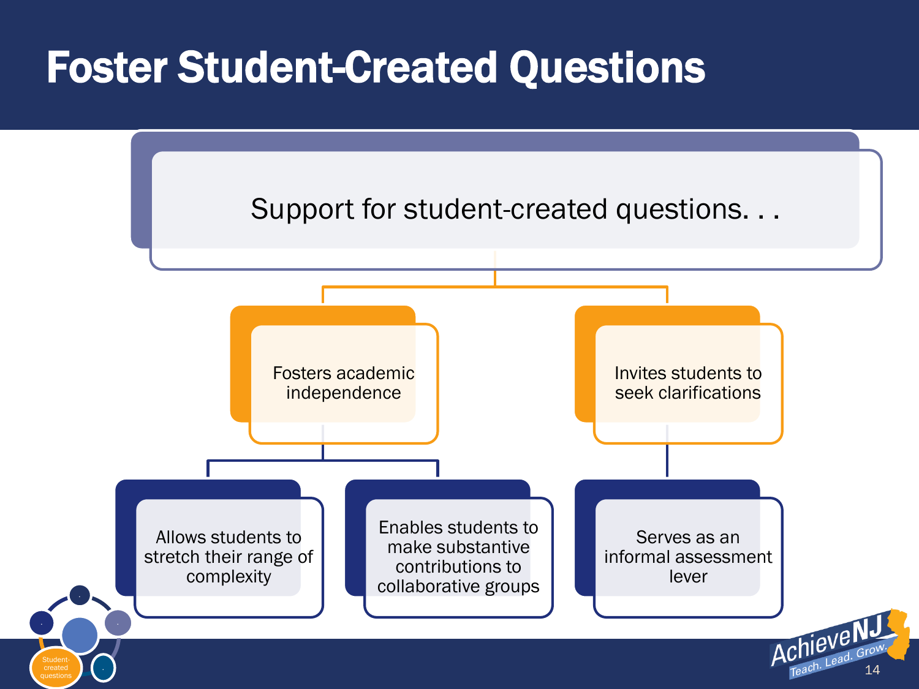# Foster Student-Created Questions

Support for student-created questions. . .

- Fosters academic independence
  - Allows students to stretch their range of complexity
  - Enables students to make substantive contributions to collaborative groups
- Invites students to seek clarifications
  - Serves as an informal assessment lever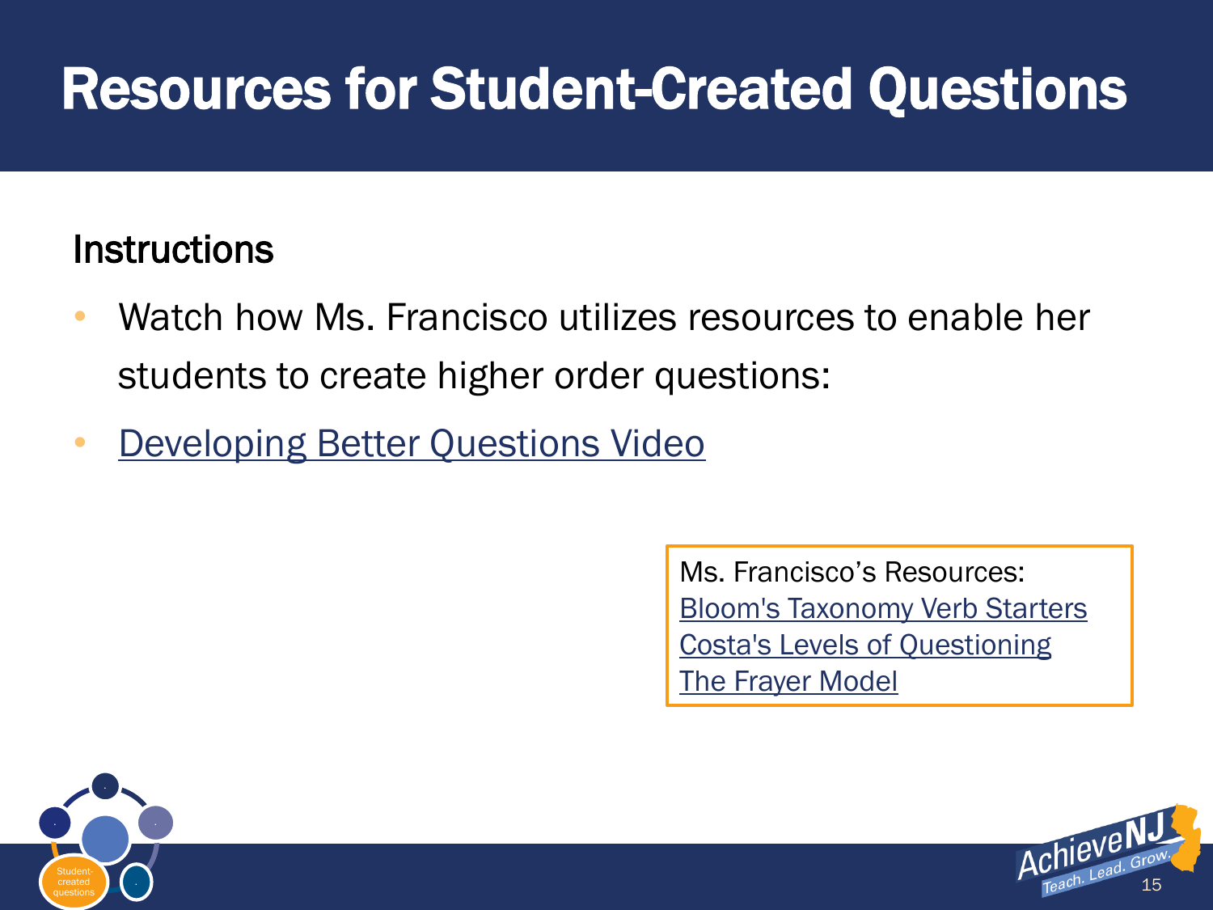# Resources for Student-Created Questions

## Instructions

- Watch how Ms. Francisco utilizes resources to enable her students to create higher order questions:
- Developing Better Questions Video

Ms. Francisco's Resources:
Bloom's Taxonomy Verb Starters
Costa's Levels of Questioning
The Frayer Model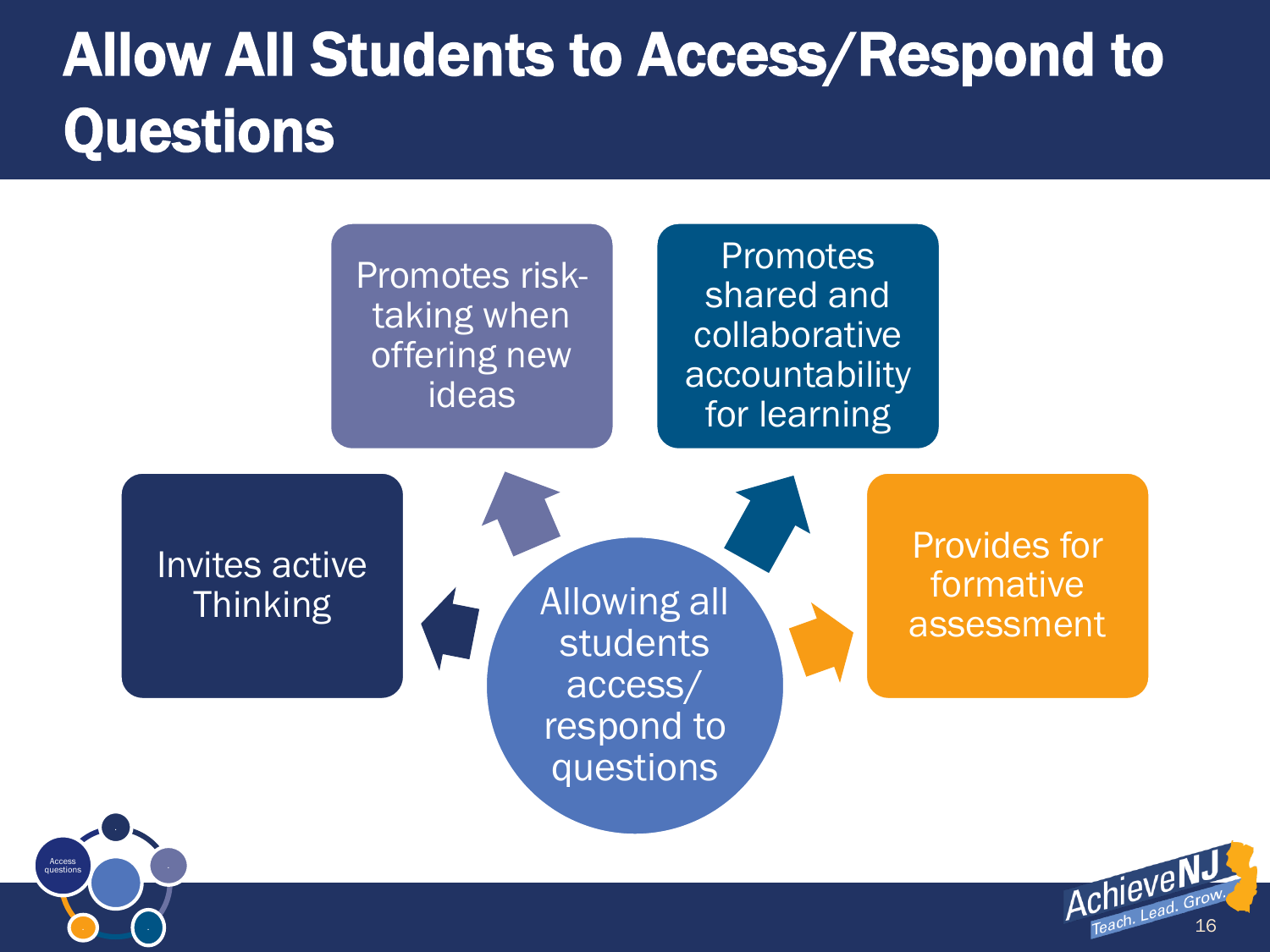# Allow All Students to Access/Respond to Questions

**Allowing all students access/ respond to questions**

- Invites active Thinking
- Promotes risk-taking when offering new ideas
- Promotes shared and collaborative accountability for learning
- Provides for formative assessment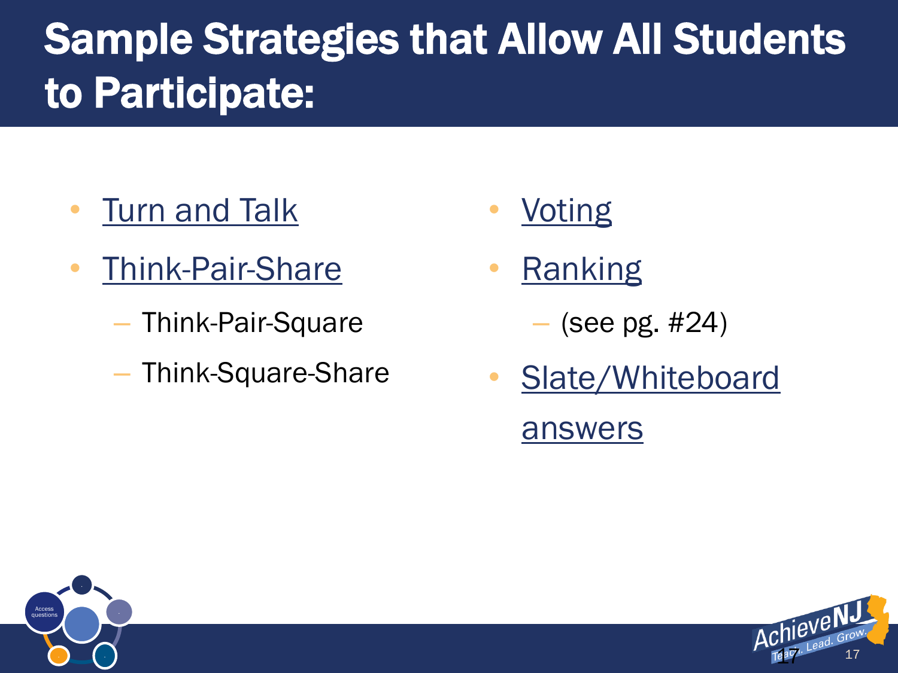# Sample Strategies that Allow All Students to Participate:

- Turn and Talk
- Think-Pair-Share
  - Think-Pair-Square
  - Think-Square-Share
- Voting
- Ranking
  - (see pg. #24)
- Slate/Whiteboard answers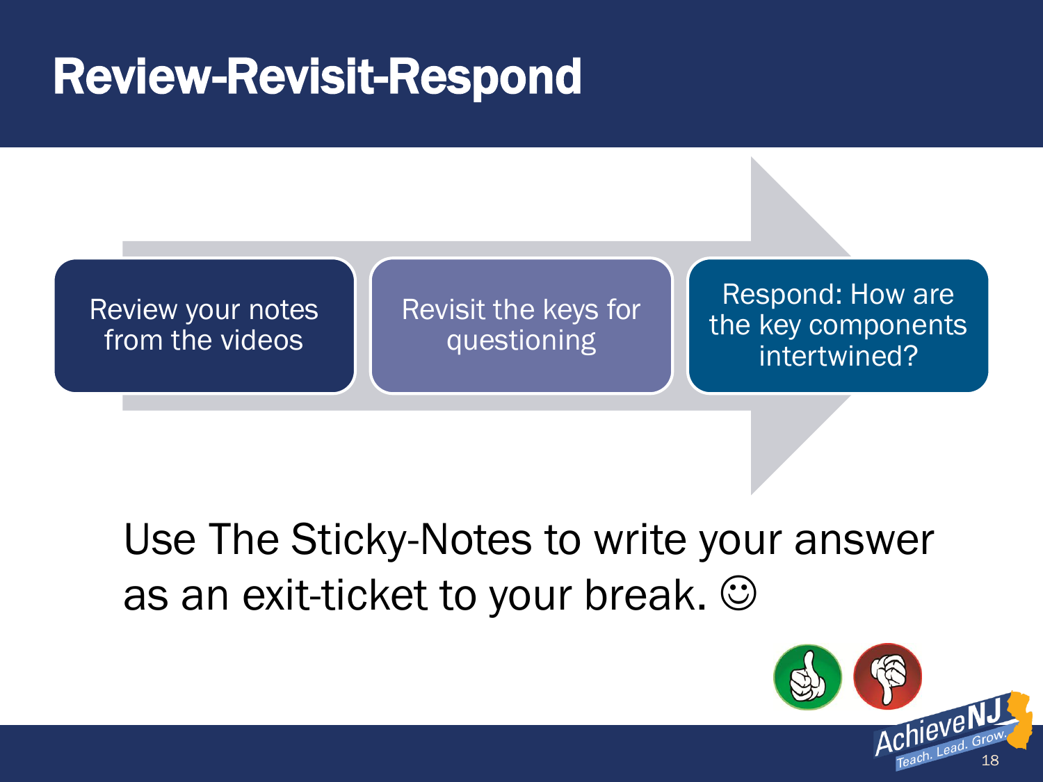# Review-Revisit-Respond

- Review your notes from the videos
- Revisit the keys for questioning
- Respond: How are the key components intertwined?

Use The Sticky-Notes to write your answer as an exit-ticket to your break. ☺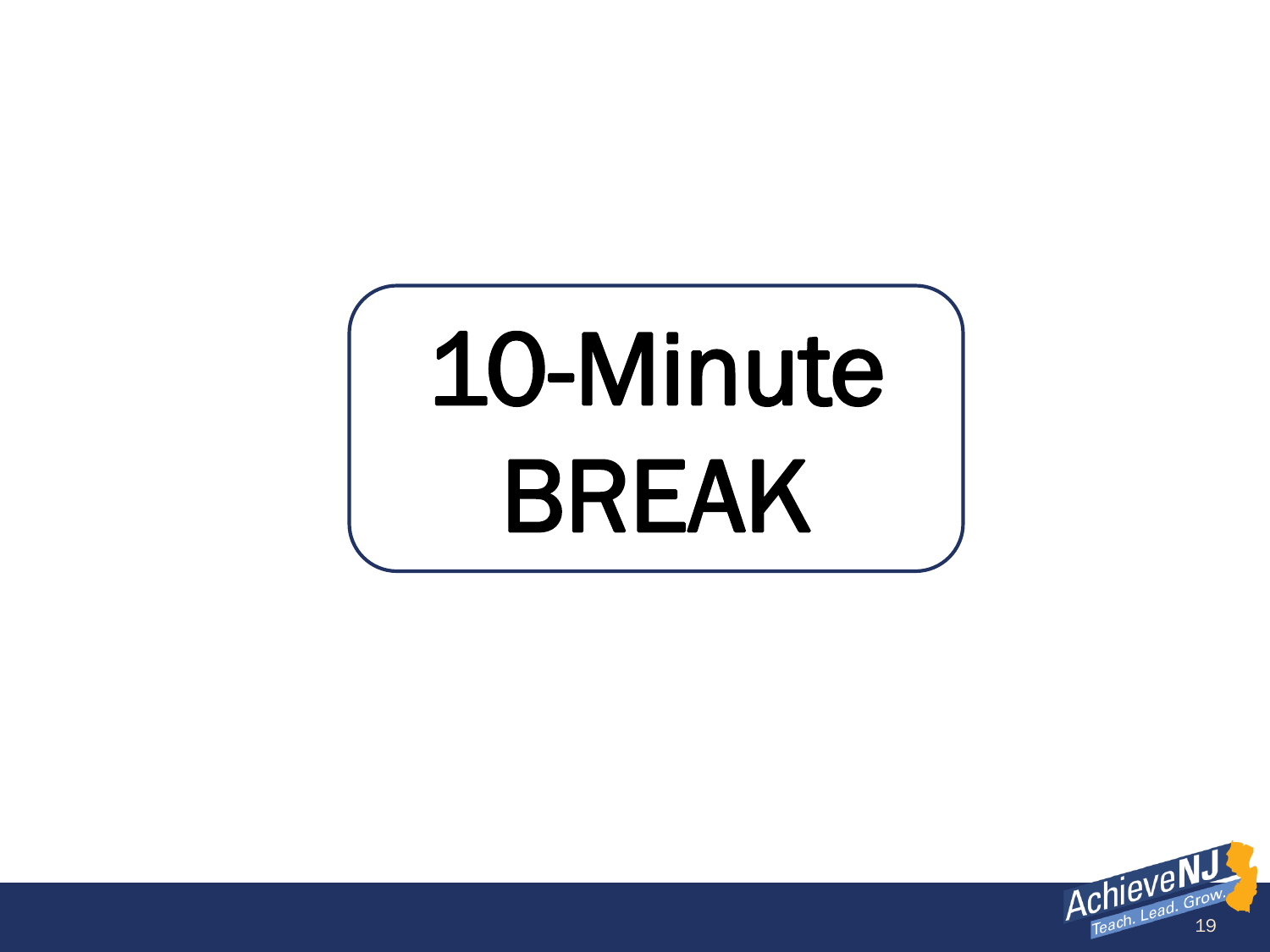# 10-Minute BREAK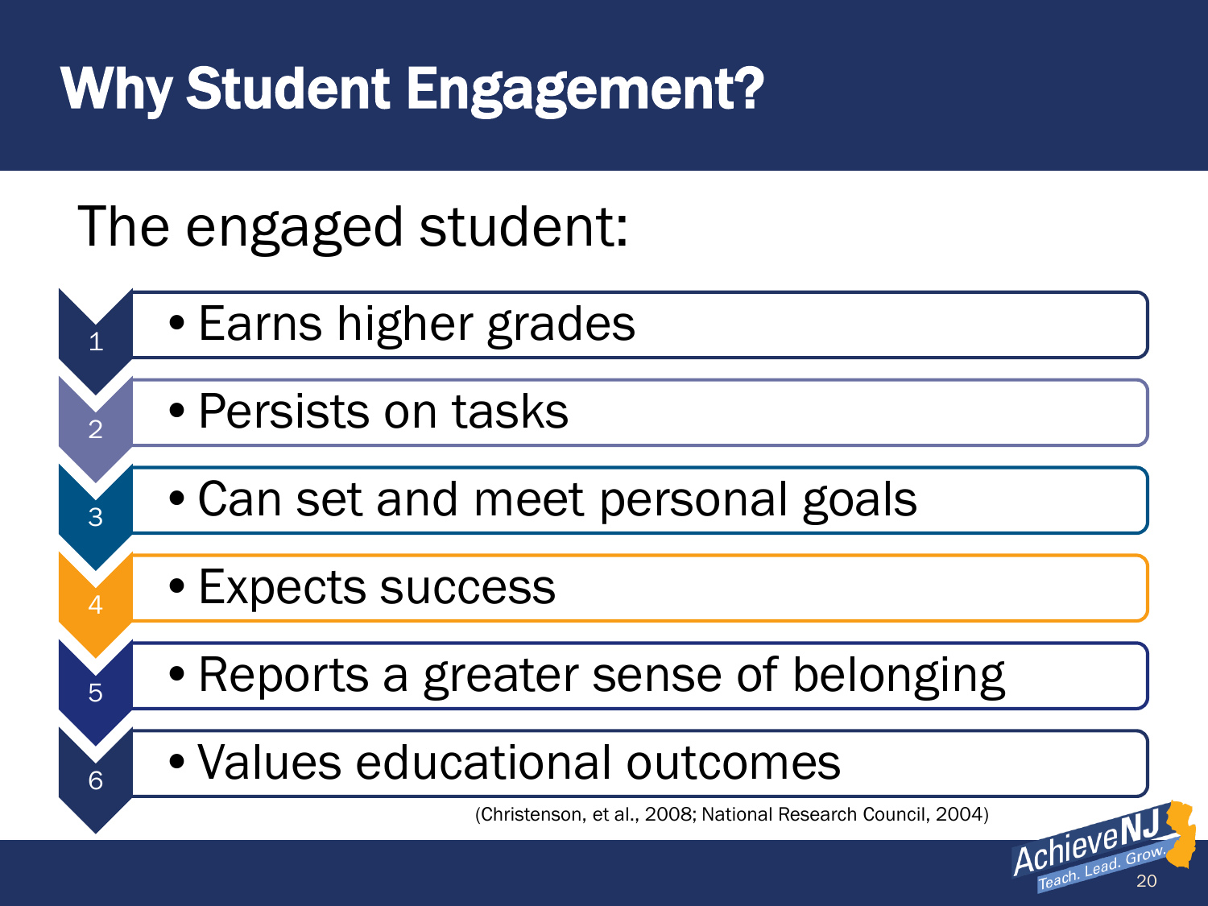# Why Student Engagement?

The engaged student:

1. Earns higher grades
2. Persists on tasks
3. Can set and meet personal goals
4. Expects success
5. Reports a greater sense of belonging
6. Values educational outcomes

(Christenson, et al., 2008; National Research Council, 2004)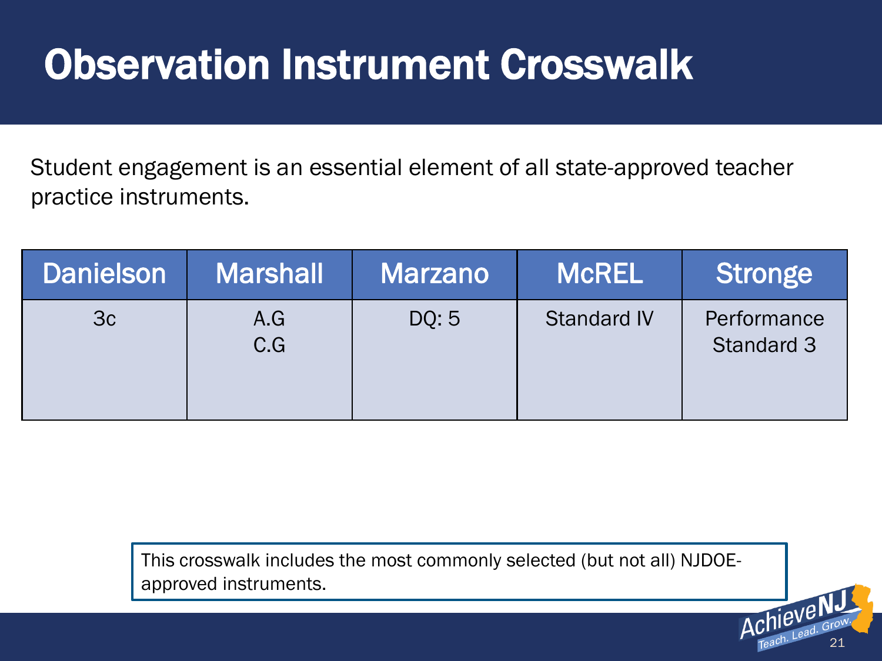# Observation Instrument Crosswalk

Student engagement is an essential element of all state-approved teacher practice instruments.

| Danielson | Marshall | Marzano | McREL | Stronge |
|---|---|---|---|---|
| 3c | A.G<br>C.G | DQ: 5 | Standard IV | Performance Standard 3 |

This crosswalk includes the most commonly selected (but not all) NJDOE-approved instruments.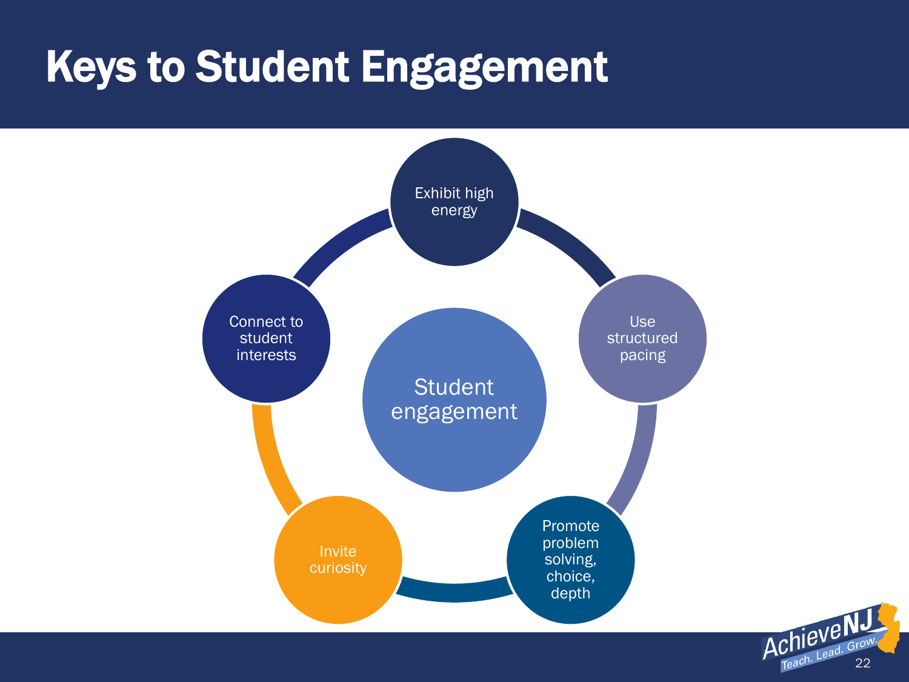# Keys to Student Engagement

**Student engagement**

- Exhibit high energy
- Use structured pacing
- Promote problem solving, choice, depth
- Invite curiosity
- Connect to student interests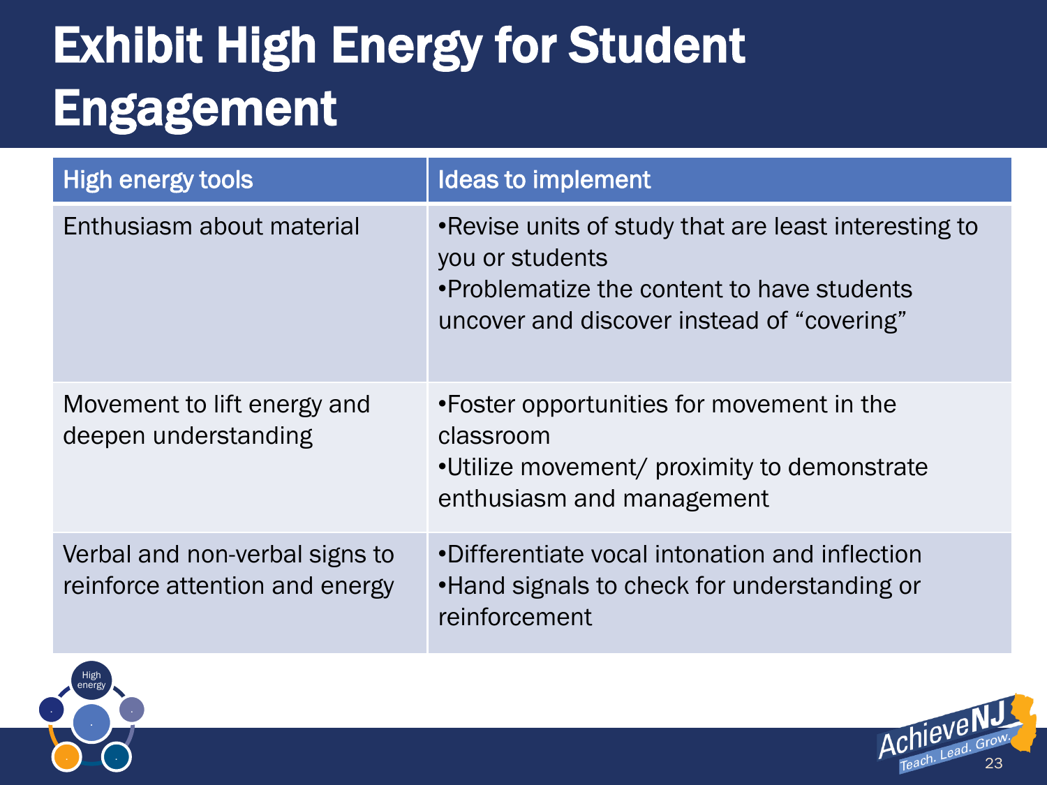# Exhibit High Energy for Student Engagement

| High energy tools | Ideas to implement |
| --- | --- |
| Enthusiasm about material | •Revise units of study that are least interesting to you or students<br>•Problematize the content to have students uncover and discover instead of "covering" |
| Movement to lift energy and deepen understanding | •Foster opportunities for movement in the classroom<br>•Utilize movement/ proximity to demonstrate enthusiasm and management |
| Verbal and non-verbal signs to reinforce attention and energy | •Differentiate vocal intonation and inflection<br>•Hand signals to check for understanding or reinforcement |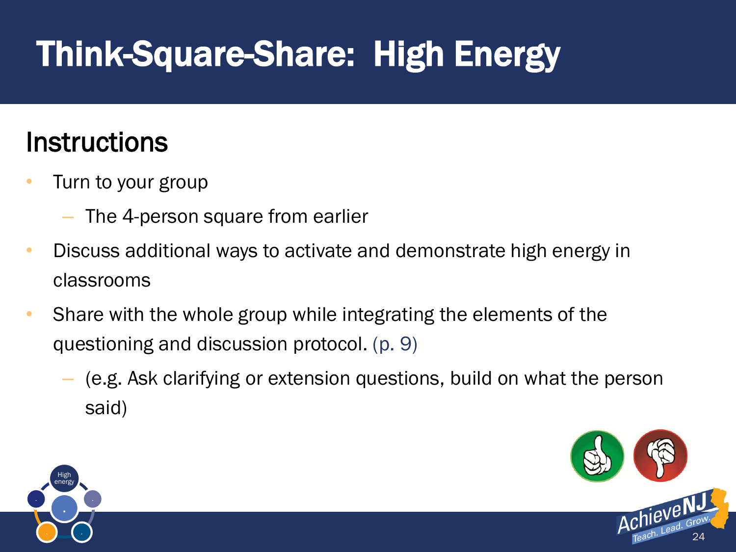# Think-Square-Share: High Energy

## Instructions

- Turn to your group
  - The 4-person square from earlier
- Discuss additional ways to activate and demonstrate high energy in classrooms
- Share with the whole group while integrating the elements of the questioning and discussion protocol. (p. 9)
  - (e.g. Ask clarifying or extension questions, build on what the person said)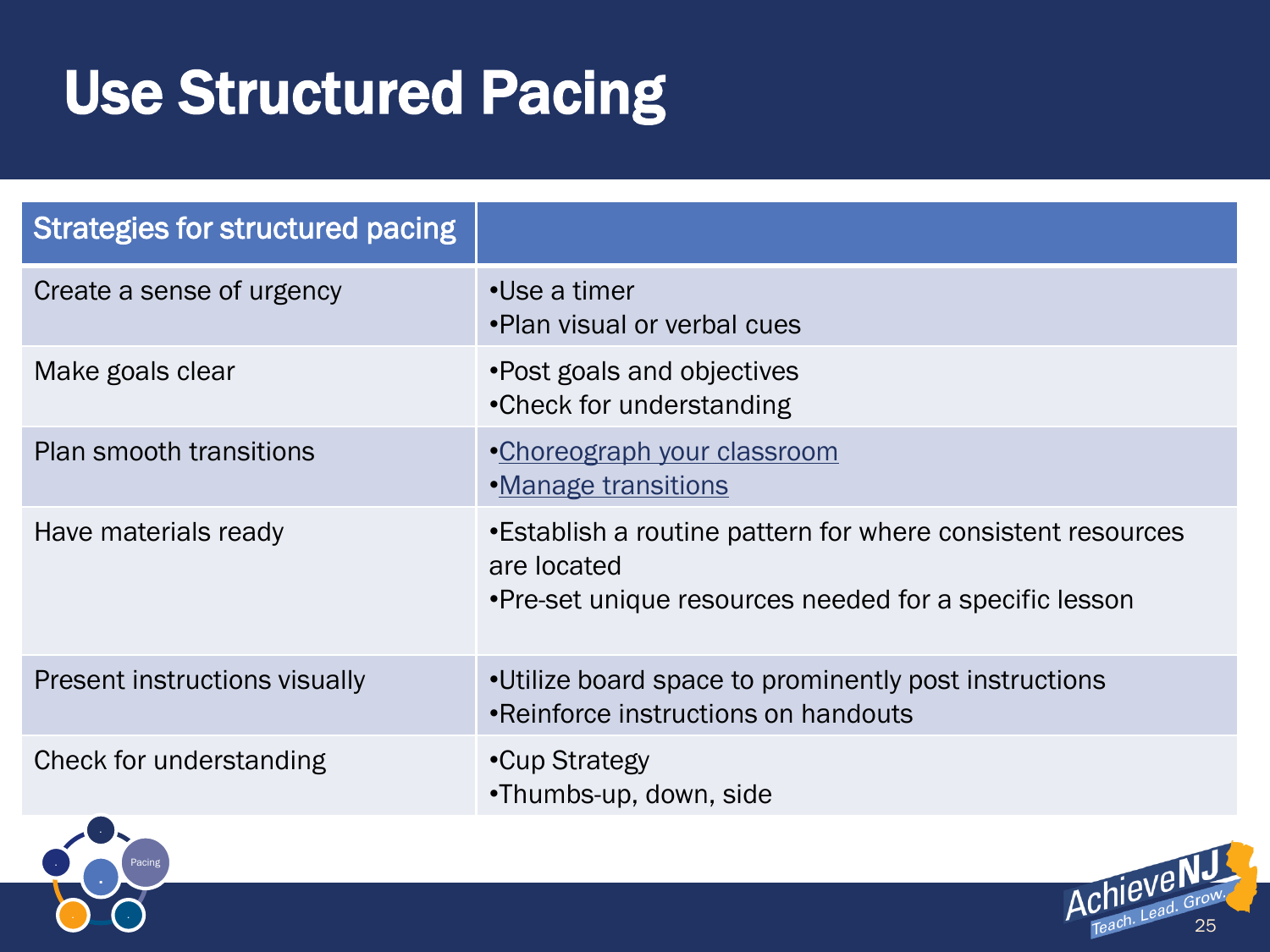# Use Structured Pacing

| Strategies for structured pacing | |
|---|---|
| Create a sense of urgency | •Use a timer<br>•Plan visual or verbal cues |
| Make goals clear | •Post goals and objectives<br>•Check for understanding |
| Plan smooth transitions | •Choreograph your classroom<br>•Manage transitions |
| Have materials ready | •Establish a routine pattern for where consistent resources are located<br>•Pre-set unique resources needed for a specific lesson |
| Present instructions visually | •Utilize board space to prominently post instructions<br>•Reinforce instructions on handouts |
| Check for understanding | •Cup Strategy<br>•Thumbs-up, down, side |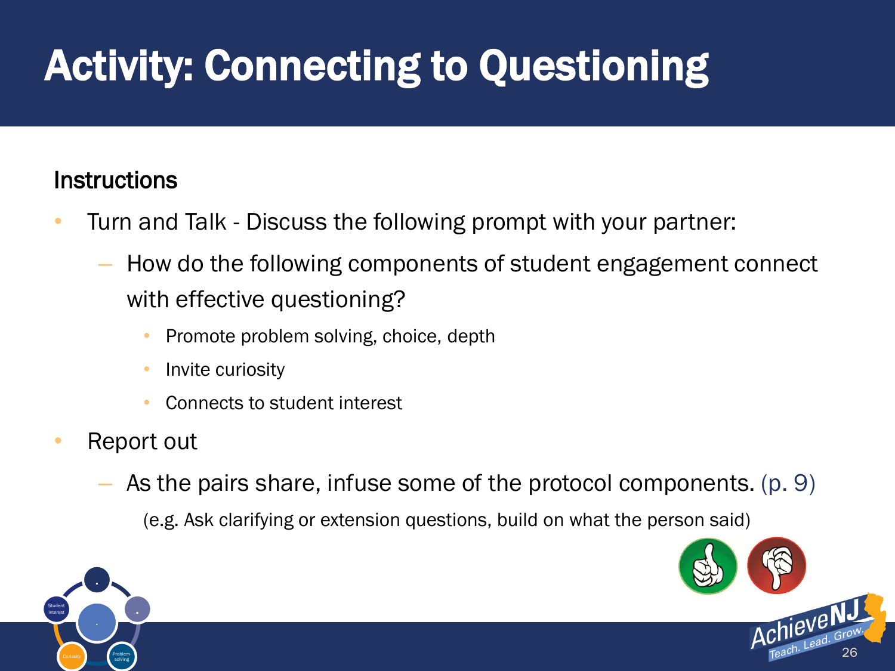# Activity: Connecting to Questioning

## Instructions

- Turn and Talk - Discuss the following prompt with your partner:
  - How do the following components of student engagement connect with effective questioning?
    - Promote problem solving, choice, depth
    - Invite curiosity
    - Connects to student interest
- Report out
  - As the pairs share, infuse some of the protocol components. (p. 9)

    (e.g. Ask clarifying or extension questions, build on what the person said)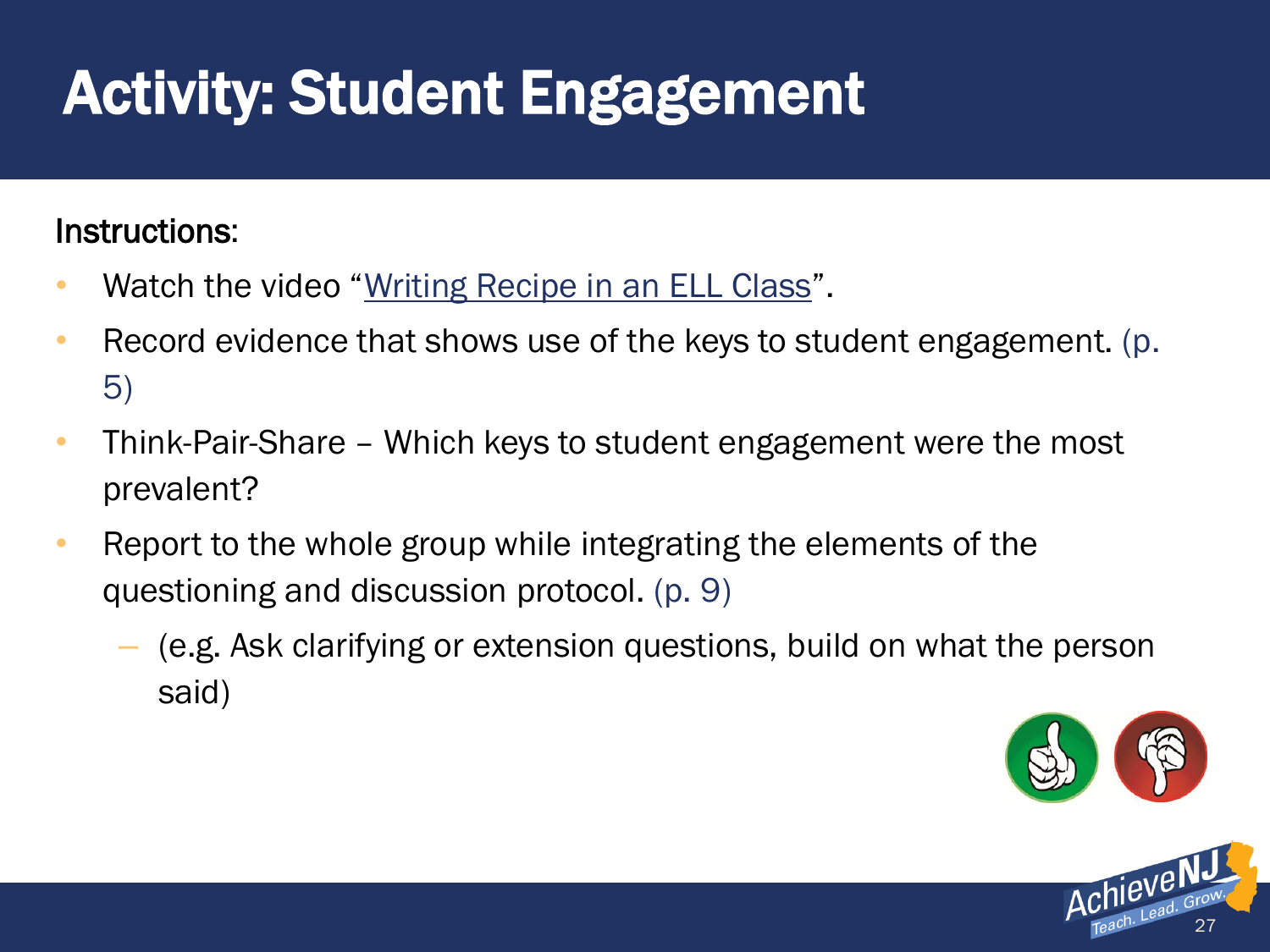# Activity: Student Engagement

Instructions:

- Watch the video "Writing Recipe in an ELL Class".
- Record evidence that shows use of the keys to student engagement. (p. 5)
- Think-Pair-Share – Which keys to student engagement were the most prevalent?
- Report to the whole group while integrating the elements of the questioning and discussion protocol. (p. 9)
  - (e.g. Ask clarifying or extension questions, build on what the person said)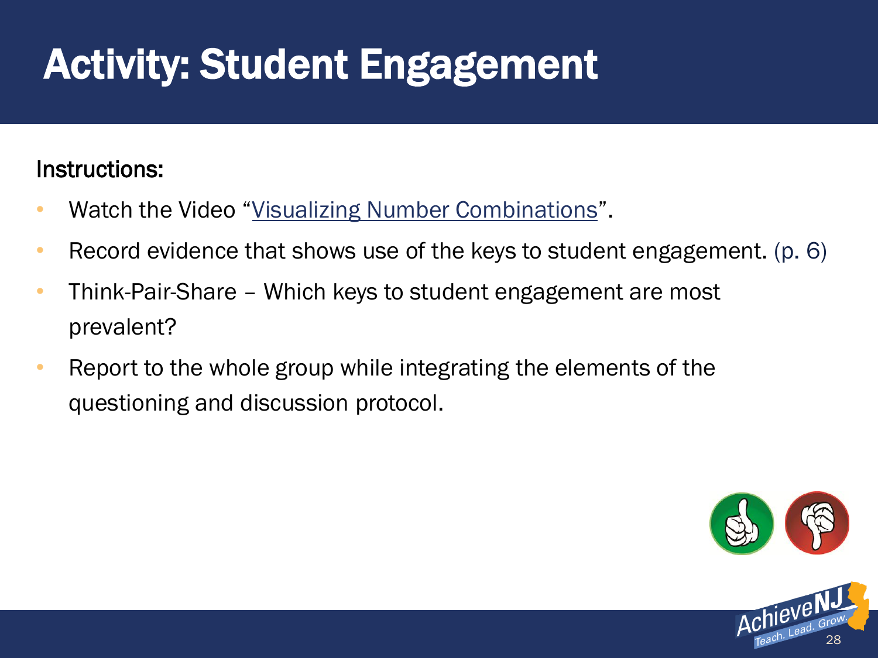# Activity: Student Engagement

Instructions:

- Watch the Video "Visualizing Number Combinations".
- Record evidence that shows use of the keys to student engagement. (p. 6)
- Think-Pair-Share – Which keys to student engagement are most prevalent?
- Report to the whole group while integrating the elements of the questioning and discussion protocol.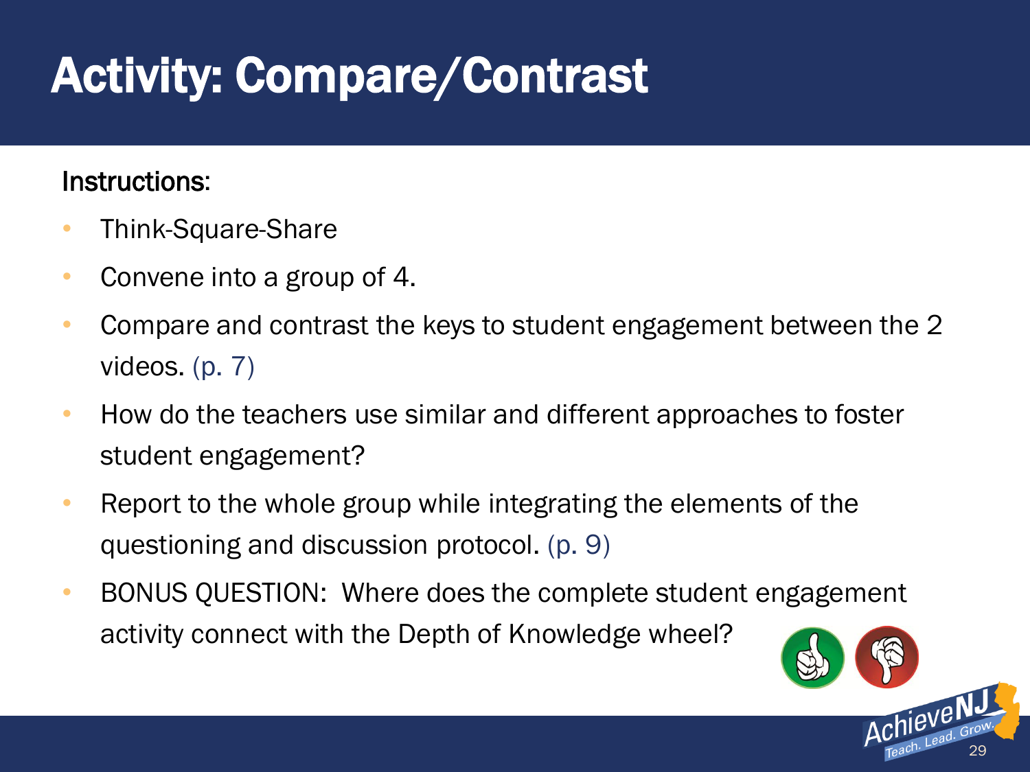# Activity: Compare/Contrast

Instructions:

- Think-Square-Share
- Convene into a group of 4.
- Compare and contrast the keys to student engagement between the 2 videos. (p. 7)
- How do the teachers use similar and different approaches to foster student engagement?
- Report to the whole group while integrating the elements of the questioning and discussion protocol. (p. 9)
- BONUS QUESTION: Where does the complete student engagement activity connect with the Depth of Knowledge wheel?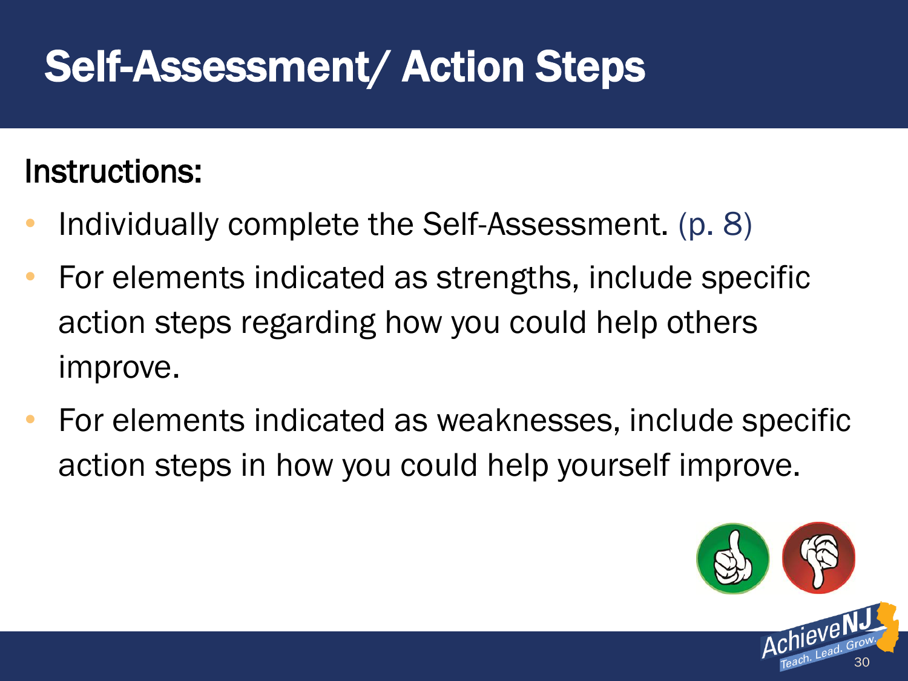# Self-Assessment/ Action Steps

Instructions:

- Individually complete the Self-Assessment. (p. 8)
- For elements indicated as strengths, include specific action steps regarding how you could help others improve.
- For elements indicated as weaknesses, include specific action steps in how you could help yourself improve.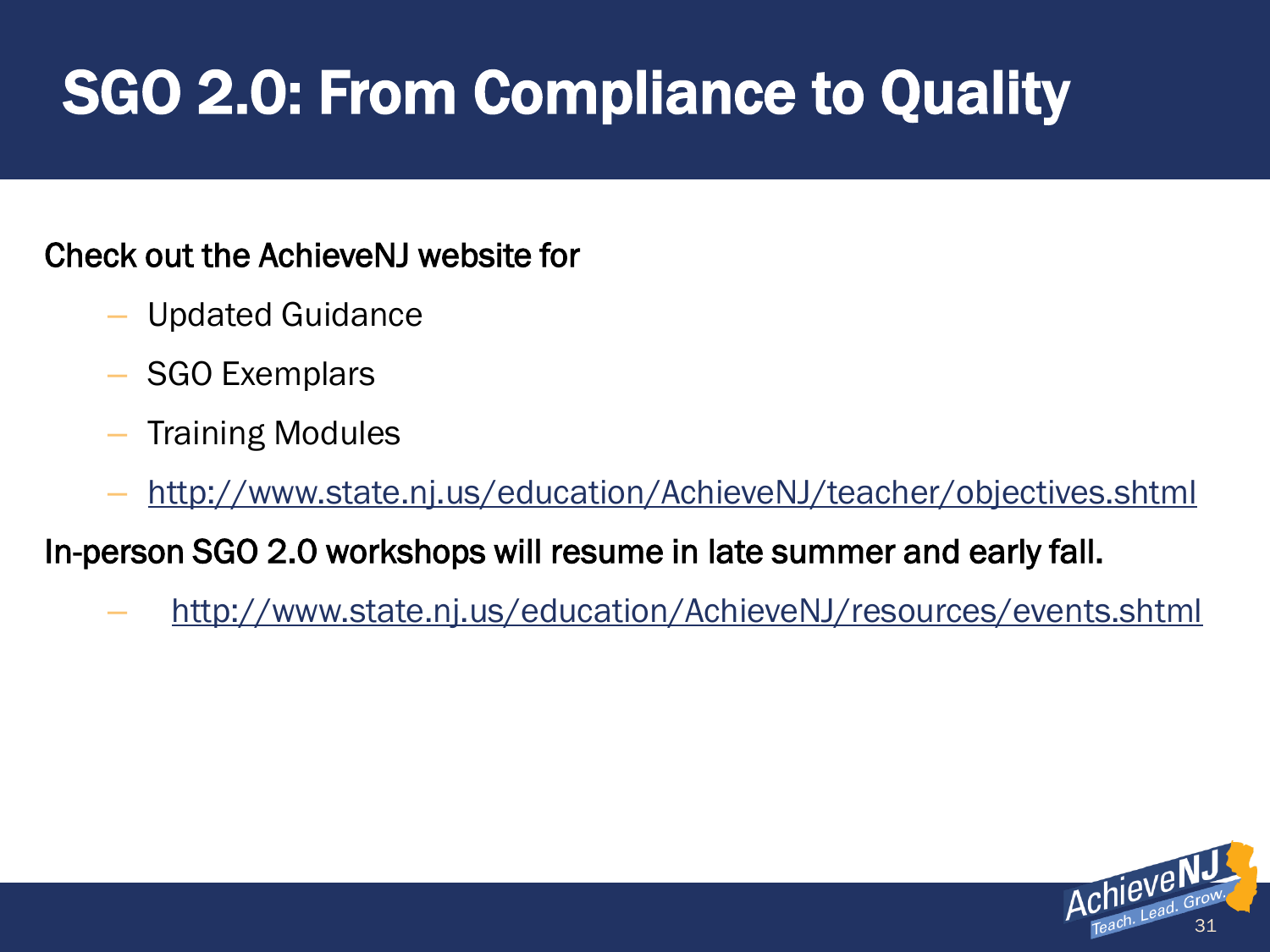# SGO 2.0: From Compliance to Quality

Check out the AchieveNJ website for

- Updated Guidance
- SGO Exemplars
- Training Modules
- http://www.state.nj.us/education/AchieveNJ/teacher/objectives.shtml

In-person SGO 2.0 workshops will resume in late summer and early fall.

- http://www.state.nj.us/education/AchieveNJ/resources/events.shtml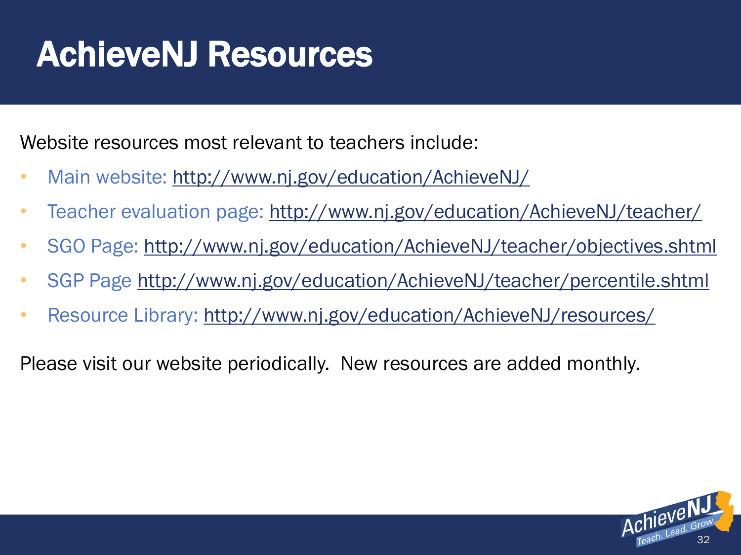# AchieveNJ Resources

Website resources most relevant to teachers include:

- Main website: http://www.nj.gov/education/AchieveNJ/
- Teacher evaluation page: http://www.nj.gov/education/AchieveNJ/teacher/
- SGO Page: http://www.nj.gov/education/AchieveNJ/teacher/objectives.shtml
- SGP Page http://www.nj.gov/education/AchieveNJ/teacher/percentile.shtml
- Resource Library: http://www.nj.gov/education/AchieveNJ/resources/

Please visit our website periodically. New resources are added monthly.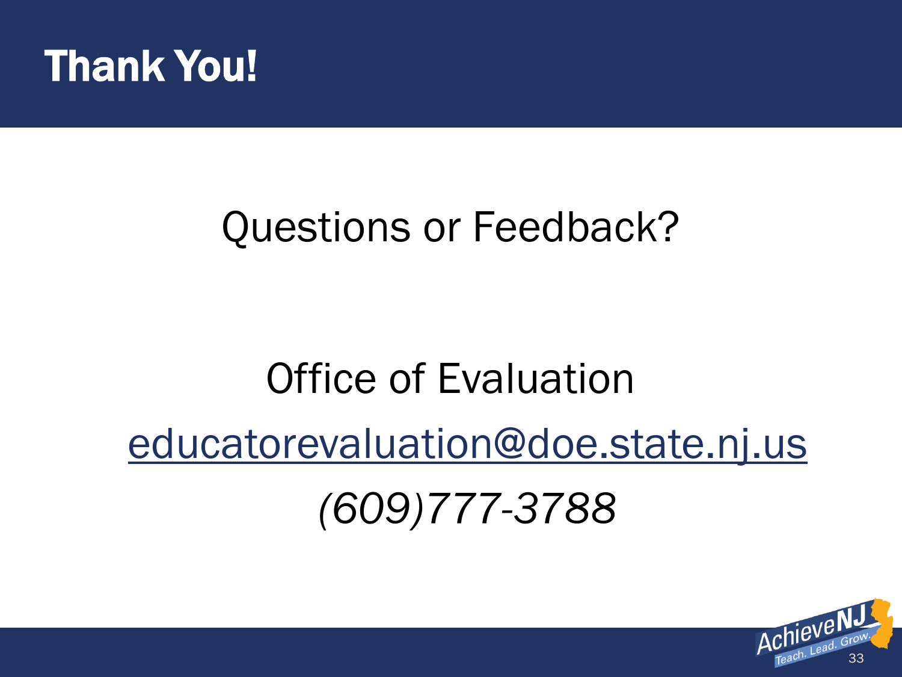# Thank You!

Questions or Feedback?

Office of Evaluation

educatorevaluation@doe.state.nj.us

*(609)777-3788*